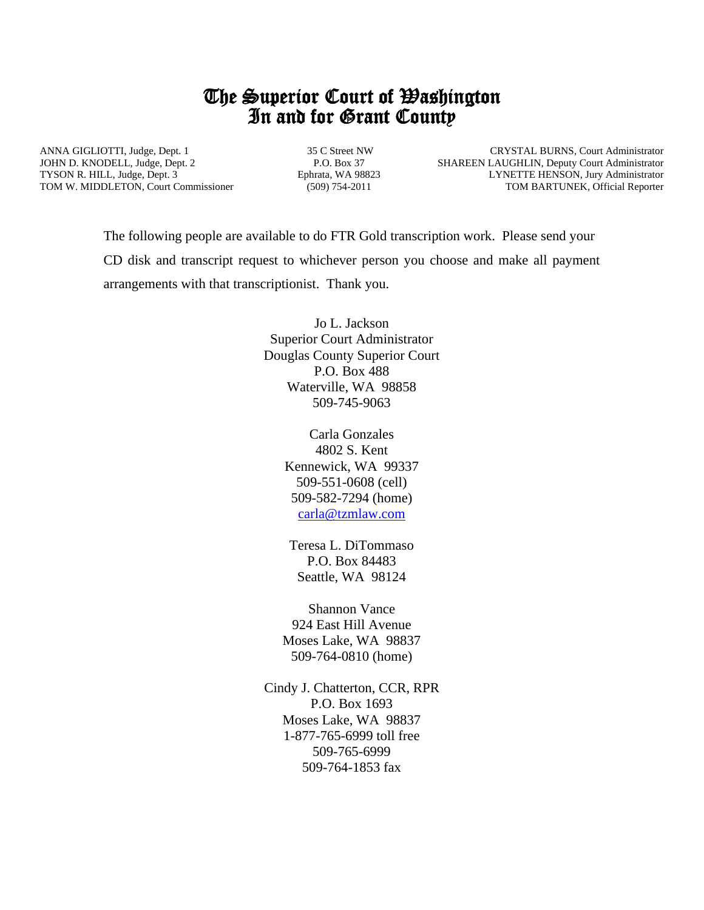# The Superior Court of Washington
# In and for Grant County

ANNA GIGLIOTTI, Judge, Dept. 1
JOHN D. KNODELL, Judge, Dept. 2
TYSON R. HILL, Judge, Dept. 3
TOM W. MIDDLETON, Court Commissioner

35 C Street NW
P.O. Box 37
Ephrata, WA 98823
(509) 754-2011

CRYSTAL BURNS, Court Administrator
SHAREEN LAUGHLIN, Deputy Court Administrator
LYNETTE HENSON, Jury Administrator
TOM BARTUNEK, Official Reporter

The following people are available to do FTR Gold transcription work. Please send your CD disk and transcript request to whichever person you choose and make all payment arrangements with that transcriptionist. Thank you.

Jo L. Jackson
Superior Court Administrator
Douglas County Superior Court
P.O. Box 488
Waterville, WA 98858
509-745-9063

Carla Gonzales
4802 S. Kent
Kennewick, WA 99337
509-551-0608 (cell)
509-582-7294 (home)
carla@tzmlaw.com

Teresa L. DiTommaso
P.O. Box 84483
Seattle, WA 98124

Shannon Vance
924 East Hill Avenue
Moses Lake, WA 98837
509-764-0810 (home)

Cindy J. Chatterton, CCR, RPR
P.O. Box 1693
Moses Lake, WA 98837
1-877-765-6999 toll free
509-765-6999
509-764-1853 fax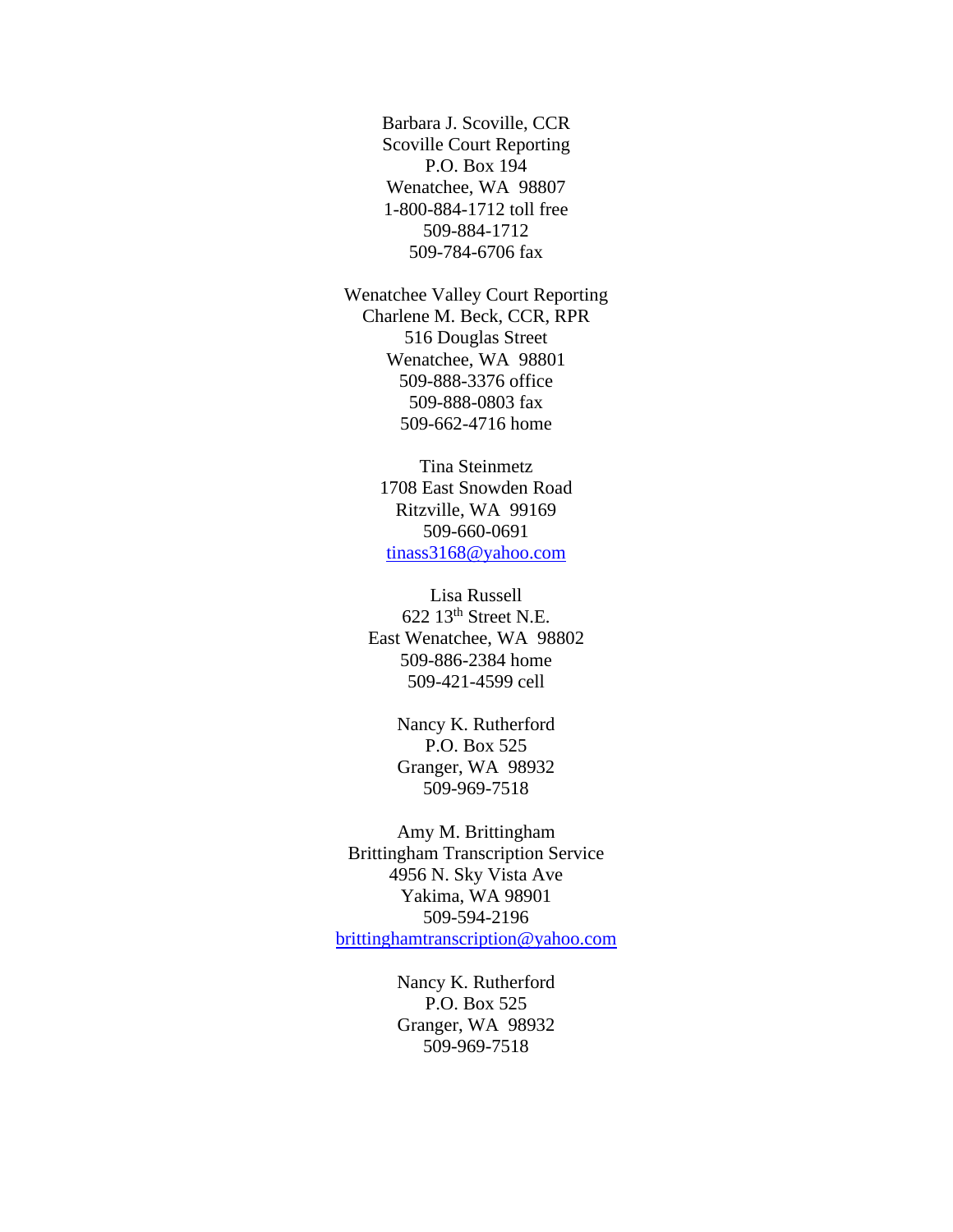Barbara J. Scoville, CCR
Scoville Court Reporting
P.O. Box 194
Wenatchee, WA 98807
1-800-884-1712 toll free
509-884-1712
509-784-6706 fax

Wenatchee Valley Court Reporting
Charlene M. Beck, CCR, RPR
516 Douglas Street
Wenatchee, WA 98801
509-888-3376 office
509-888-0803 fax
509-662-4716 home

Tina Steinmetz
1708 East Snowden Road
Ritzville, WA 99169
509-660-0691
tinass3168@yahoo.com

Lisa Russell
622 13th Street N.E.
East Wenatchee, WA 98802
509-886-2384 home
509-421-4599 cell

Nancy K. Rutherford
P.O. Box 525
Granger, WA 98932
509-969-7518

Amy M. Brittingham
Brittingham Transcription Service
4956 N. Sky Vista Ave
Yakima, WA 98901
509-594-2196
brittinghamtranscription@yahoo.com

Nancy K. Rutherford
P.O. Box 525
Granger, WA 98932
509-969-7518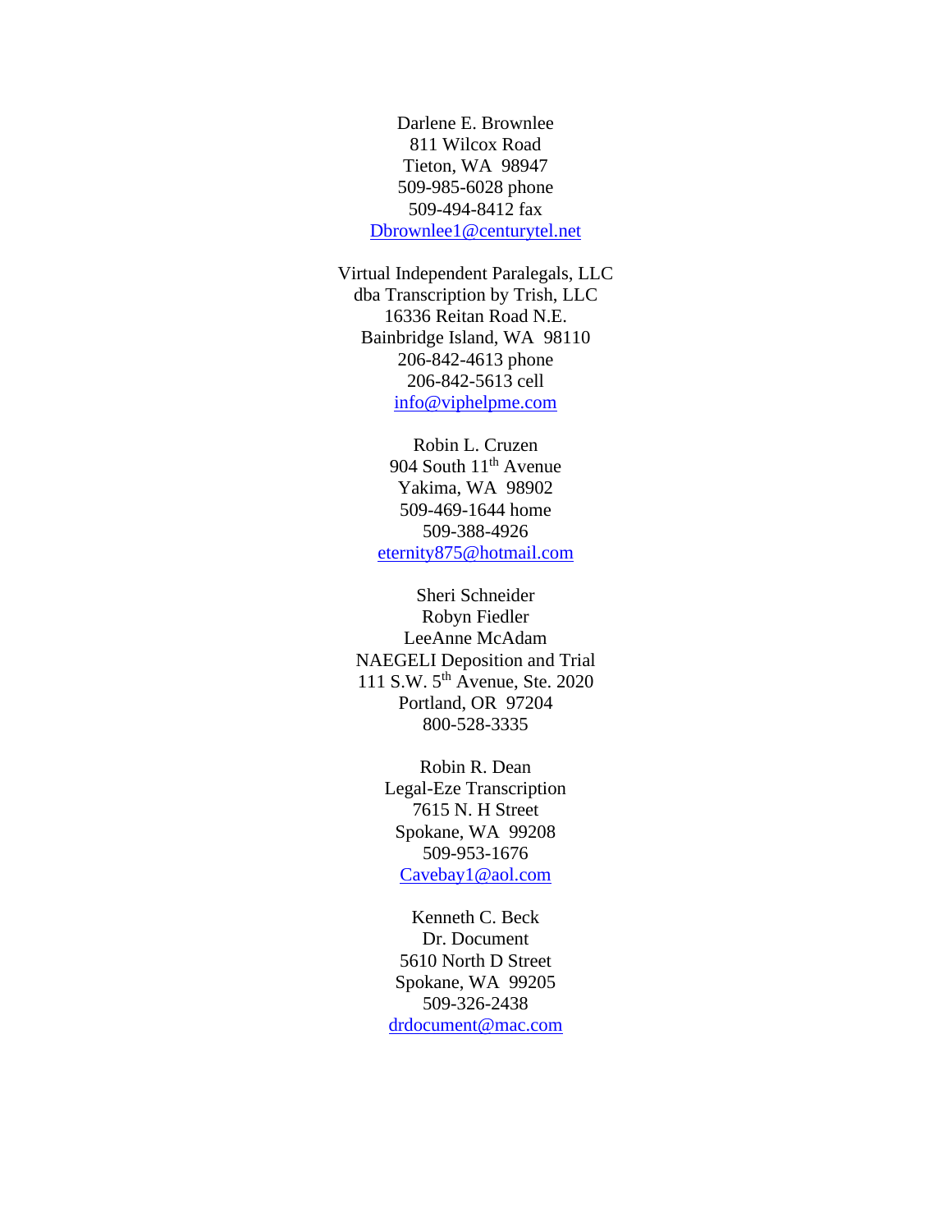Darlene E. Brownlee  
811 Wilcox Road  
Tieton, WA 98947  
509-985-6028 phone  
509-494-8412 fax  
Dbrownlee1@centurytel.net

Virtual Independent Paralegals, LLC  
dba Transcription by Trish, LLC  
16336 Reitan Road N.E.  
Bainbridge Island, WA 98110  
206-842-4613 phone  
206-842-5613 cell  
info@viphelpme.com

Robin L. Cruzen  
904 South 11th Avenue  
Yakima, WA 98902  
509-469-1644 home  
509-388-4926  
eternity875@hotmail.com

Sheri Schneider  
Robyn Fiedler  
LeeAnne McAdam  
NAEGELI Deposition and Trial  
111 S.W. 5th Avenue, Ste. 2020  
Portland, OR 97204  
800-528-3335

Robin R. Dean  
Legal-Eze Transcription  
7615 N. H Street  
Spokane, WA 99208  
509-953-1676  
Cavebay1@aol.com

Kenneth C. Beck  
Dr. Document  
5610 North D Street  
Spokane, WA 99205  
509-326-2438  
drdocument@mac.com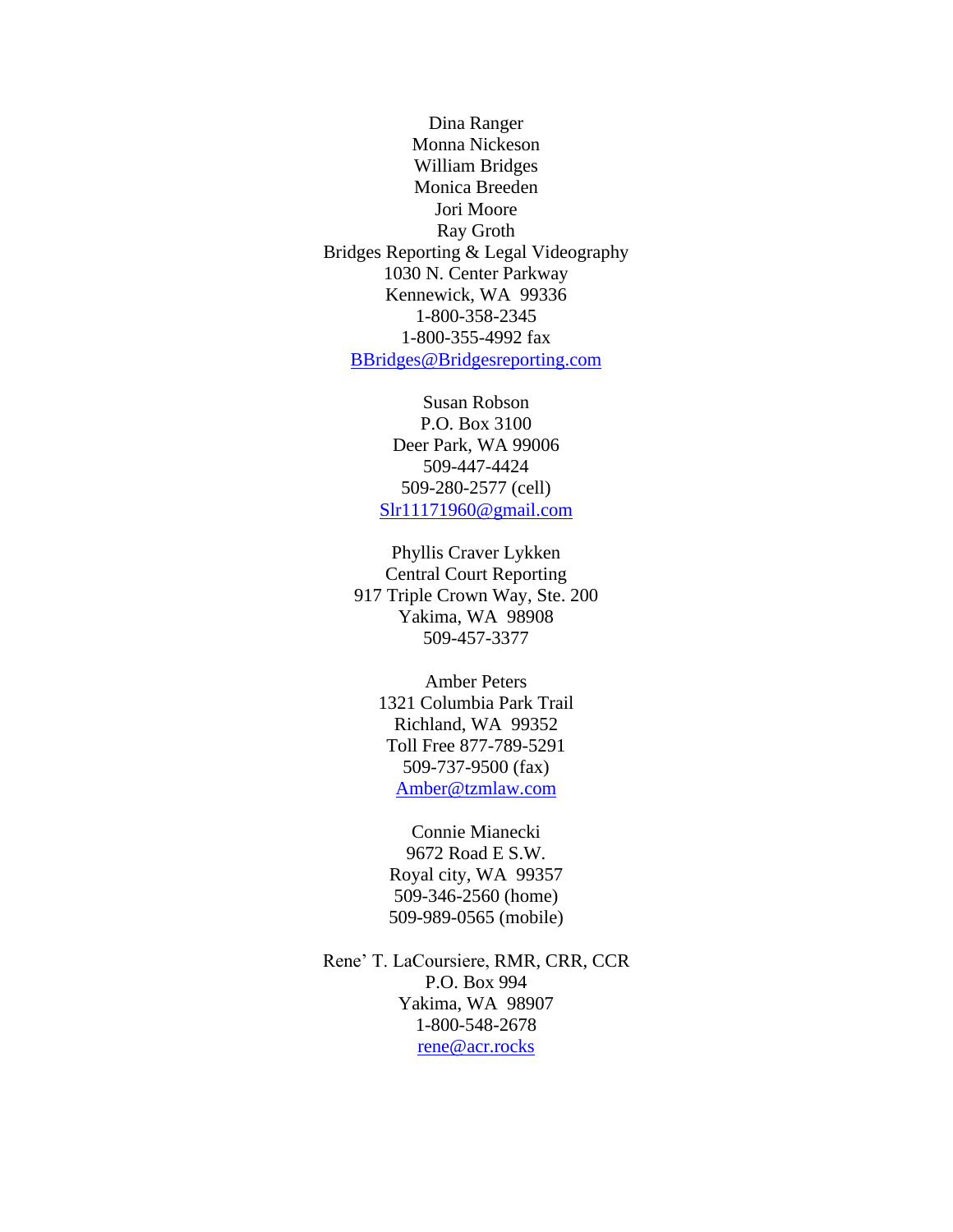Dina Ranger  
Monna Nickeson  
William Bridges  
Monica Breeden  
Jori Moore  
Ray Groth  
Bridges Reporting & Legal Videography  
1030 N. Center Parkway  
Kennewick, WA 99336  
1-800-358-2345  
1-800-355-4992 fax  
BBridges@Bridgesreporting.com

Susan Robson  
P.O. Box 3100  
Deer Park, WA 99006  
509-447-4424  
509-280-2577 (cell)  
Slr11171960@gmail.com

Phyllis Craver Lykken  
Central Court Reporting  
917 Triple Crown Way, Ste. 200  
Yakima, WA 98908  
509-457-3377

Amber Peters  
1321 Columbia Park Trail  
Richland, WA 99352  
Toll Free 877-789-5291  
509-737-9500 (fax)  
Amber@tzmlaw.com

Connie Mianecki  
9672 Road E S.W.  
Royal city, WA 99357  
509-346-2560 (home)  
509-989-0565 (mobile)

Rene' T. LaCoursiere, RMR, CRR, CCR  
P.O. Box 994  
Yakima, WA 98907  
1-800-548-2678  
rene@acr.rocks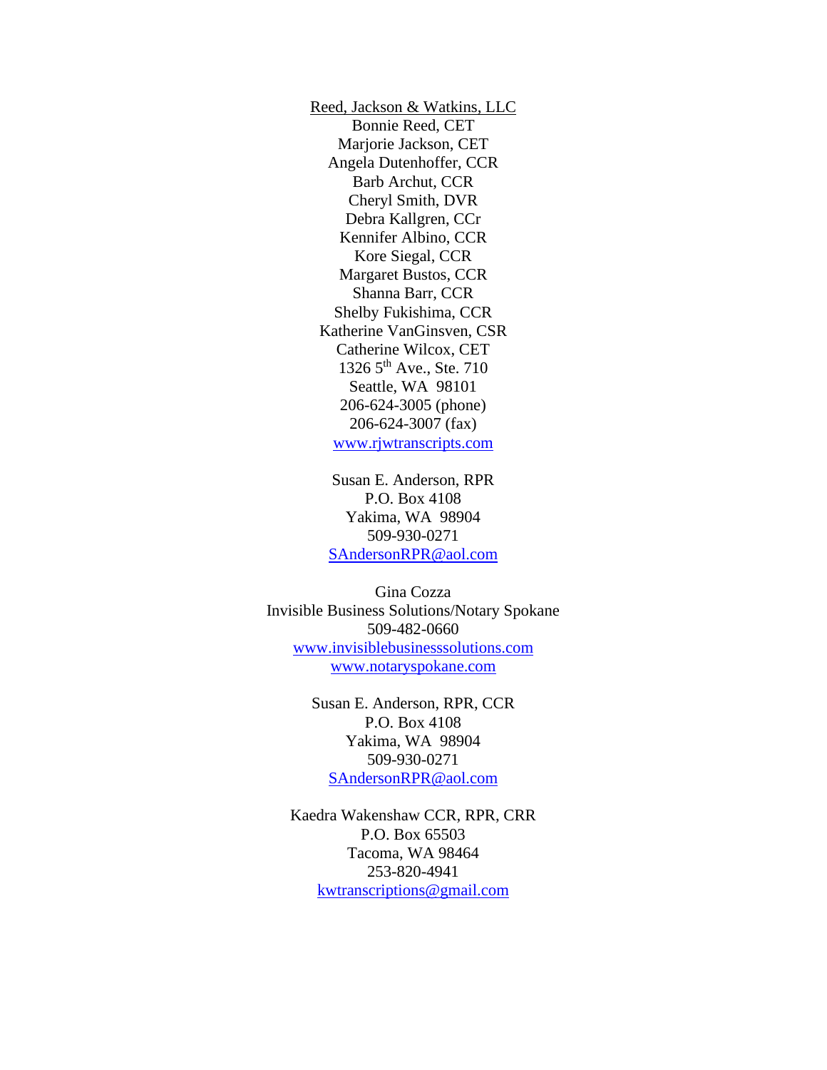Reed, Jackson & Watkins, LLC
Bonnie Reed, CET
Marjorie Jackson, CET
Angela Dutenhoffer, CCR
Barb Archut, CCR
Cheryl Smith, DVR
Debra Kallgren, CCr
Kennifer Albino, CCR
Kore Siegal, CCR
Margaret Bustos, CCR
Shanna Barr, CCR
Shelby Fukishima, CCR
Katherine VanGinsven, CSR
Catherine Wilcox, CET
1326 5th Ave., Ste. 710
Seattle, WA 98101
206-624-3005 (phone)
206-624-3007 (fax)
www.rjwtranscripts.com

Susan E. Anderson, RPR
P.O. Box 4108
Yakima, WA 98904
509-930-0271
SAndersonRPR@aol.com

Gina Cozza
Invisible Business Solutions/Notary Spokane
509-482-0660
www.invisiblebusinesssolutions.com
www.notaryspokane.com

Susan E. Anderson, RPR, CCR
P.O. Box 4108
Yakima, WA 98904
509-930-0271
SAndersonRPR@aol.com

Kaedra Wakenshaw CCR, RPR, CRR
P.O. Box 65503
Tacoma, WA 98464
253-820-4941
kwtranscriptions@gmail.com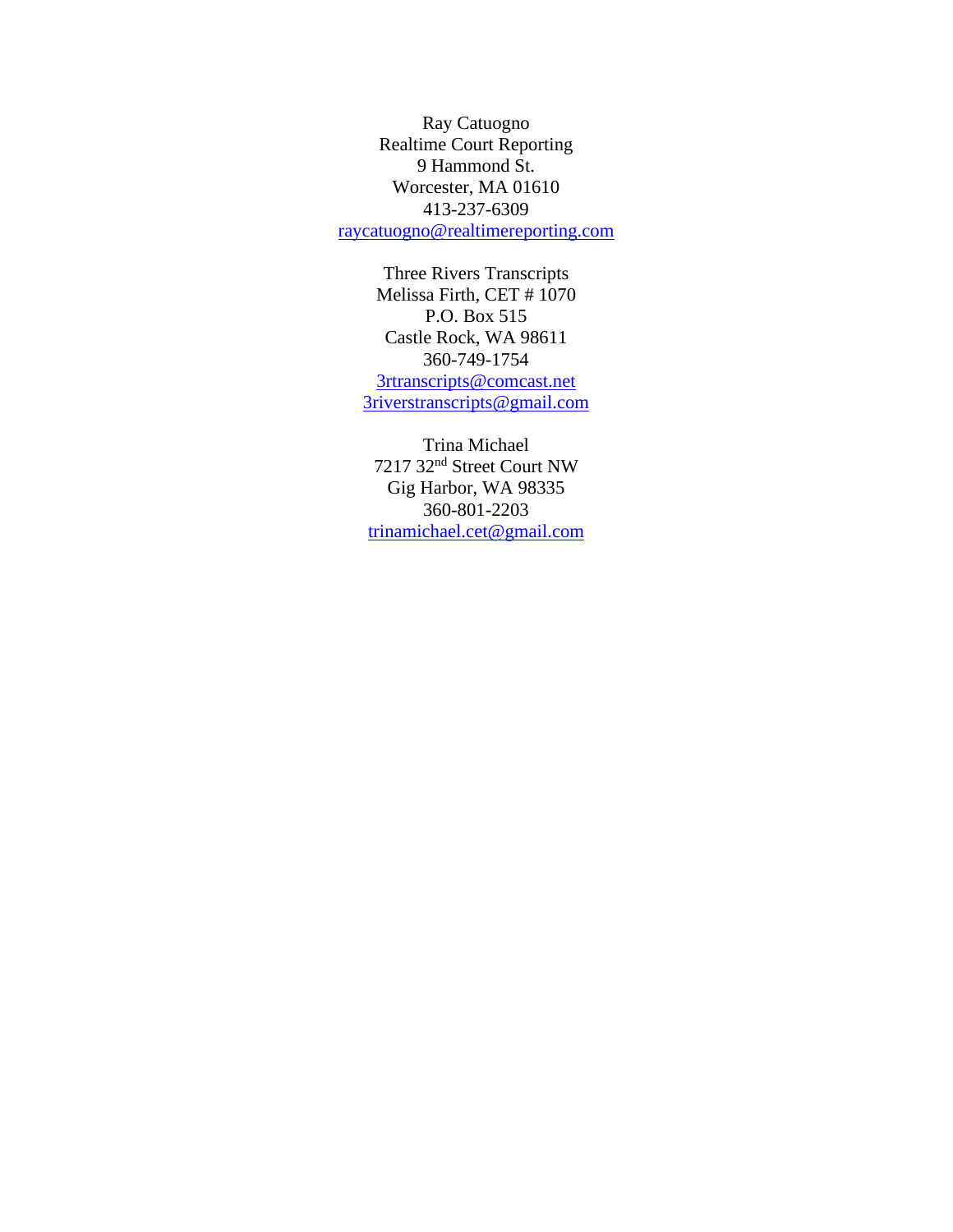Ray Catuogno
Realtime Court Reporting
9 Hammond St.
Worcester, MA 01610
413-237-6309
raycatuogno@realtimereporting.com

Three Rivers Transcripts
Melissa Firth, CET # 1070
P.O. Box 515
Castle Rock, WA 98611
360-749-1754
3rtranscripts@comcast.net
3riverstranscripts@gmail.com

Trina Michael
7217 32nd Street Court NW
Gig Harbor, WA 98335
360-801-2203
trinamichael.cet@gmail.com